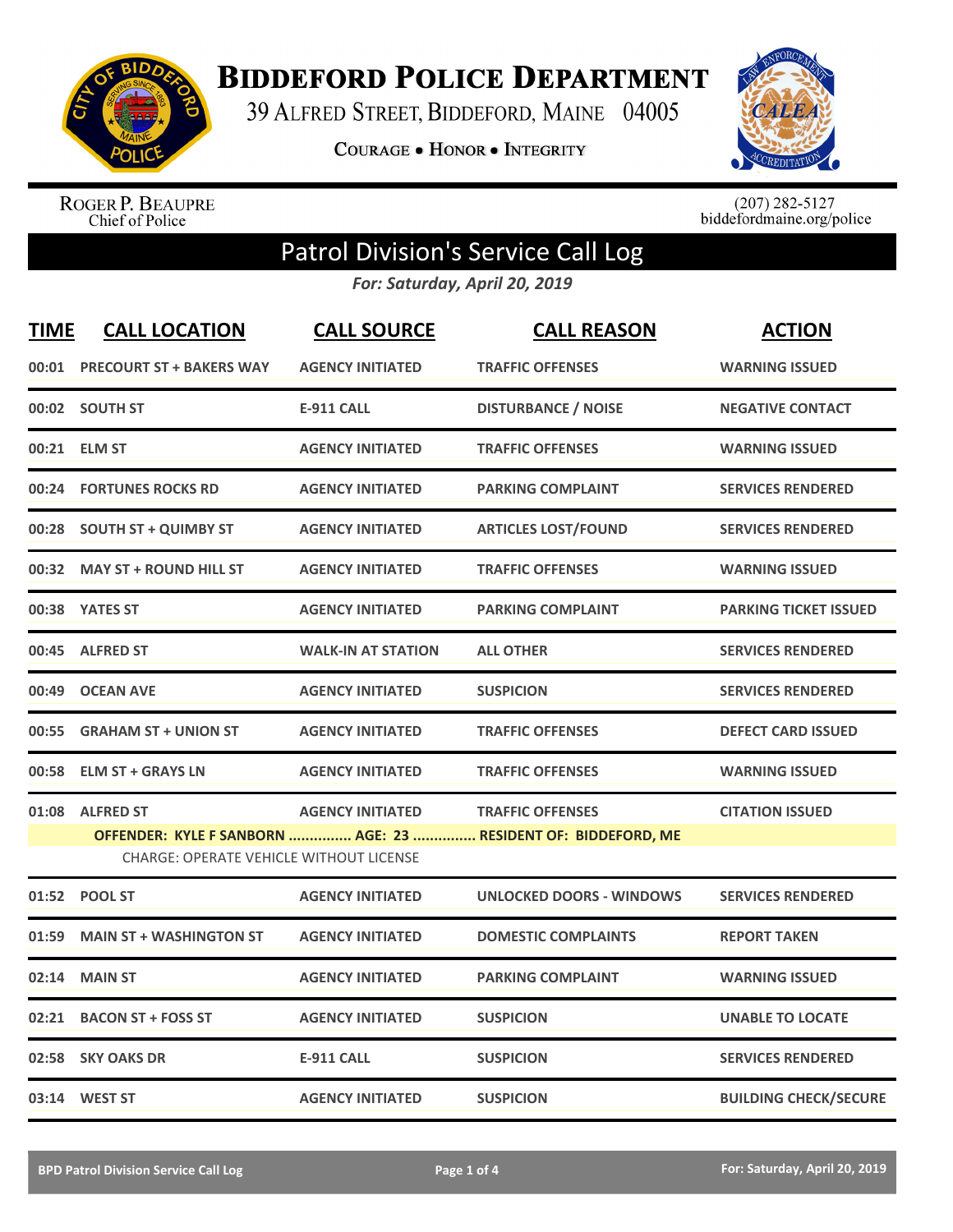# Biddeford Police Department

39 Alfred Street, Biddeford, Maine 04005

Courage • Honor • Integrity

Roger P. Beaupre
Chief of Police

(207) 282-5127
biddefordmaine.org/police

## Patrol Division's Service Call Log

*For: Saturday, April 20, 2019*

| TIME | CALL LOCATION | CALL SOURCE | CALL REASON | ACTION |
|---|---|---|---|---|
| 00:01 | PRECOURT ST + BAKERS WAY | AGENCY INITIATED | TRAFFIC OFFENSES | WARNING ISSUED |
| 00:02 | SOUTH ST | E-911 CALL | DISTURBANCE / NOISE | NEGATIVE CONTACT |
| 00:21 | ELM ST | AGENCY INITIATED | TRAFFIC OFFENSES | WARNING ISSUED |
| 00:24 | FORTUNES ROCKS RD | AGENCY INITIATED | PARKING COMPLAINT | SERVICES RENDERED |
| 00:28 | SOUTH ST + QUIMBY ST | AGENCY INITIATED | ARTICLES LOST/FOUND | SERVICES RENDERED |
| 00:32 | MAY ST + ROUND HILL ST | AGENCY INITIATED | TRAFFIC OFFENSES | WARNING ISSUED |
| 00:38 | YATES ST | AGENCY INITIATED | PARKING COMPLAINT | PARKING TICKET ISSUED |
| 00:45 | ALFRED ST | WALK-IN AT STATION | ALL OTHER | SERVICES RENDERED |
| 00:49 | OCEAN AVE | AGENCY INITIATED | SUSPICION | SERVICES RENDERED |
| 00:55 | GRAHAM ST + UNION ST | AGENCY INITIATED | TRAFFIC OFFENSES | DEFECT CARD ISSUED |
| 00:58 | ELM ST + GRAYS LN | AGENCY INITIATED | TRAFFIC OFFENSES | WARNING ISSUED |
| 01:08 | ALFRED ST | AGENCY INITIATED | TRAFFIC OFFENSES | CITATION ISSUED |
| | OFFENDER: KYLE F SANBORN ............... AGE: 23 ............... RESIDENT OF: BIDDEFORD, ME<br>CHARGE: OPERATE VEHICLE WITHOUT LICENSE | | | |
| 01:52 | POOL ST | AGENCY INITIATED | UNLOCKED DOORS - WINDOWS | SERVICES RENDERED |
| 01:59 | MAIN ST + WASHINGTON ST | AGENCY INITIATED | DOMESTIC COMPLAINTS | REPORT TAKEN |
| 02:14 | MAIN ST | AGENCY INITIATED | PARKING COMPLAINT | WARNING ISSUED |
| 02:21 | BACON ST + FOSS ST | AGENCY INITIATED | SUSPICION | UNABLE TO LOCATE |
| 02:58 | SKY OAKS DR | E-911 CALL | SUSPICION | SERVICES RENDERED |
| 03:14 | WEST ST | AGENCY INITIATED | SUSPICION | BUILDING CHECK/SECURE |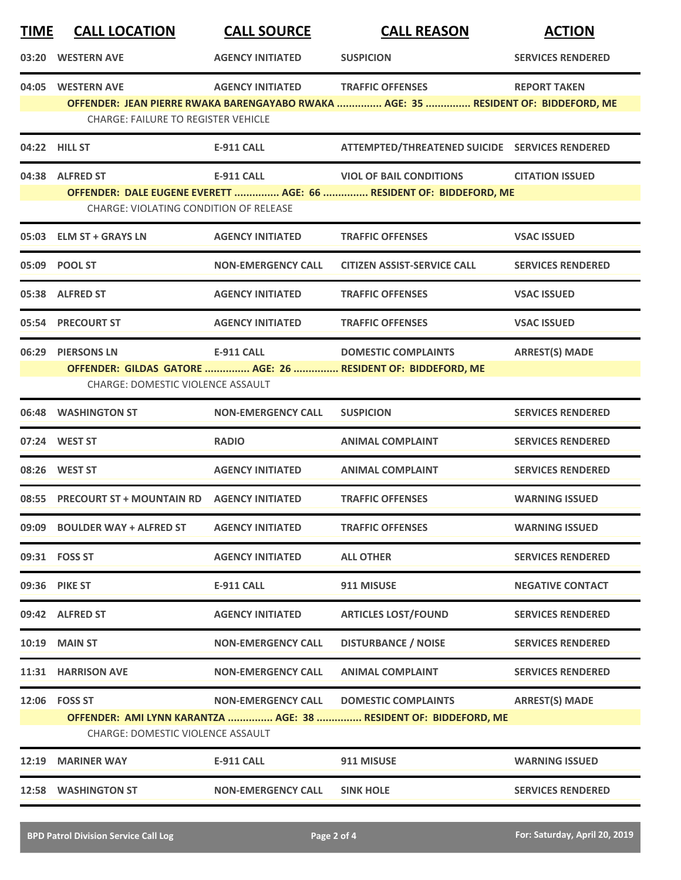| TIME | CALL LOCATION | CALL SOURCE | CALL REASON | ACTION |
|---|---|---|---|---|
| 03:20 | WESTERN AVE | AGENCY INITIATED | SUSPICION | SERVICES RENDERED |
| 04:05 | WESTERN AVE | AGENCY INITIATED | TRAFFIC OFFENSES | REPORT TAKEN |
| | OFFENDER: JEAN PIERRE RWAKA BARENGAYABO RWAKA ............... AGE: 35 ............... RESIDENT OF: BIDDEFORD, ME | | | |
| | CHARGE: FAILURE TO REGISTER VEHICLE | | | |
| 04:22 | HILL ST | E-911 CALL | ATTEMPTED/THREATENED SUICIDE | SERVICES RENDERED |
| 04:38 | ALFRED ST | E-911 CALL | VIOL OF BAIL CONDITIONS | CITATION ISSUED |
| | OFFENDER: DALE EUGENE EVERETT ............... AGE: 66 ............... RESIDENT OF: BIDDEFORD, ME | | | |
| | CHARGE: VIOLATING CONDITION OF RELEASE | | | |
| 05:03 | ELM ST + GRAYS LN | AGENCY INITIATED | TRAFFIC OFFENSES | VSAC ISSUED |
| 05:09 | POOL ST | NON-EMERGENCY CALL | CITIZEN ASSIST-SERVICE CALL | SERVICES RENDERED |
| 05:38 | ALFRED ST | AGENCY INITIATED | TRAFFIC OFFENSES | VSAC ISSUED |
| 05:54 | PRECOURT ST | AGENCY INITIATED | TRAFFIC OFFENSES | VSAC ISSUED |
| 06:29 | PIERSONS LN | E-911 CALL | DOMESTIC COMPLAINTS | ARREST(S) MADE |
| | OFFENDER: GILDAS GATORE ............... AGE: 26 ............... RESIDENT OF: BIDDEFORD, ME | | | |
| | CHARGE: DOMESTIC VIOLENCE ASSAULT | | | |
| 06:48 | WASHINGTON ST | NON-EMERGENCY CALL | SUSPICION | SERVICES RENDERED |
| 07:24 | WEST ST | RADIO | ANIMAL COMPLAINT | SERVICES RENDERED |
| 08:26 | WEST ST | AGENCY INITIATED | ANIMAL COMPLAINT | SERVICES RENDERED |
| 08:55 | PRECOURT ST + MOUNTAIN RD | AGENCY INITIATED | TRAFFIC OFFENSES | WARNING ISSUED |
| 09:09 | BOULDER WAY + ALFRED ST | AGENCY INITIATED | TRAFFIC OFFENSES | WARNING ISSUED |
| 09:31 | FOSS ST | AGENCY INITIATED | ALL OTHER | SERVICES RENDERED |
| 09:36 | PIKE ST | E-911 CALL | 911 MISUSE | NEGATIVE CONTACT |
| 09:42 | ALFRED ST | AGENCY INITIATED | ARTICLES LOST/FOUND | SERVICES RENDERED |
| 10:19 | MAIN ST | NON-EMERGENCY CALL | DISTURBANCE / NOISE | SERVICES RENDERED |
| 11:31 | HARRISON AVE | NON-EMERGENCY CALL | ANIMAL COMPLAINT | SERVICES RENDERED |
| 12:06 | FOSS ST | NON-EMERGENCY CALL | DOMESTIC COMPLAINTS | ARREST(S) MADE |
| | OFFENDER: AMI LYNN KARANTZA ............... AGE: 38 ............... RESIDENT OF: BIDDEFORD, ME | | | |
| | CHARGE: DOMESTIC VIOLENCE ASSAULT | | | |
| 12:19 | MARINER WAY | E-911 CALL | 911 MISUSE | WARNING ISSUED |
| 12:58 | WASHINGTON ST | NON-EMERGENCY CALL | SINK HOLE | SERVICES RENDERED |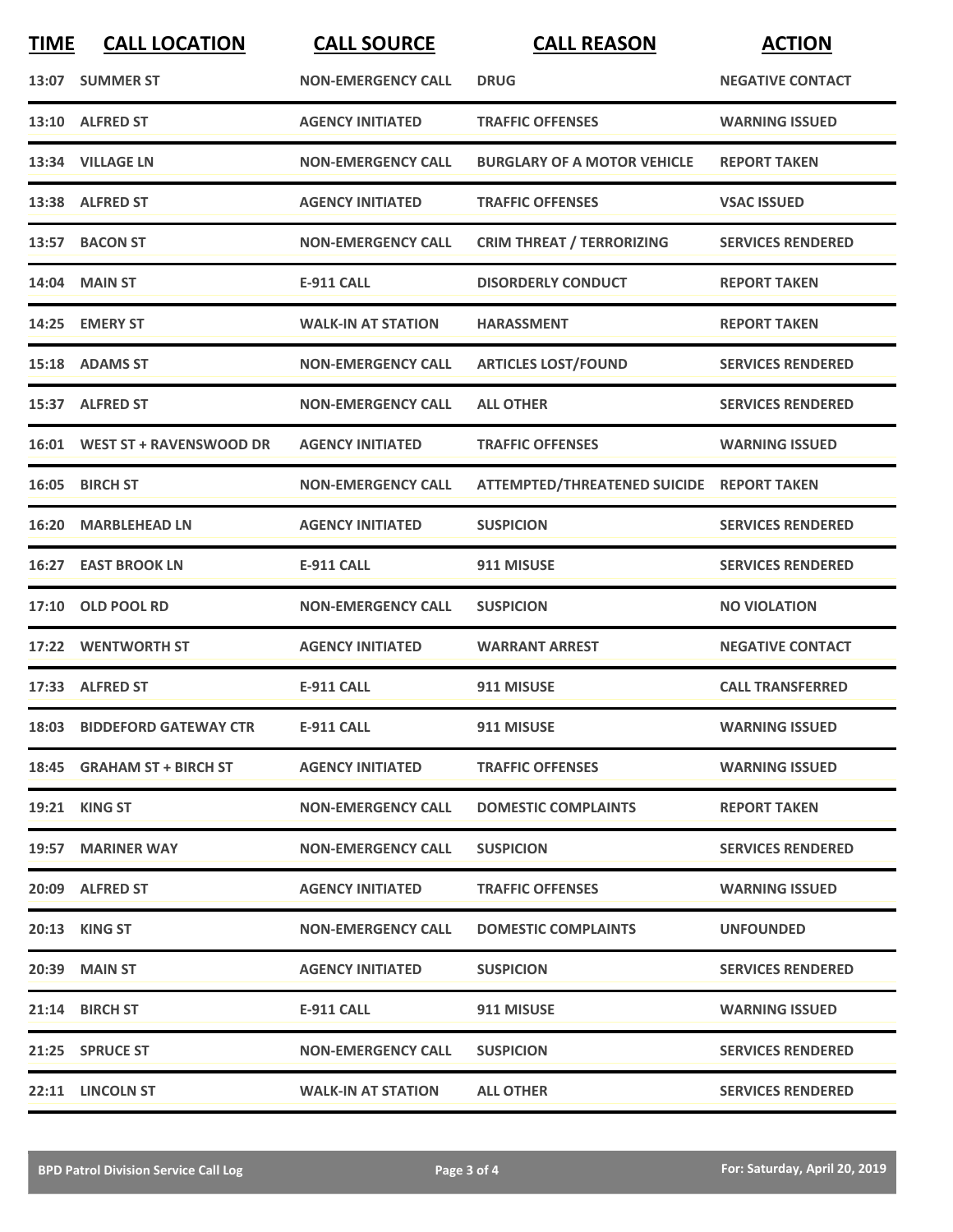| TIME | CALL LOCATION | CALL SOURCE | CALL REASON | ACTION |
| --- | --- | --- | --- | --- |
| 13:07 | SUMMER ST | NON-EMERGENCY CALL | DRUG | NEGATIVE CONTACT |
| 13:10 | ALFRED ST | AGENCY INITIATED | TRAFFIC OFFENSES | WARNING ISSUED |
| 13:34 | VILLAGE LN | NON-EMERGENCY CALL | BURGLARY OF A MOTOR VEHICLE | REPORT TAKEN |
| 13:38 | ALFRED ST | AGENCY INITIATED | TRAFFIC OFFENSES | VSAC ISSUED |
| 13:57 | BACON ST | NON-EMERGENCY CALL | CRIM THREAT / TERRORIZING | SERVICES RENDERED |
| 14:04 | MAIN ST | E-911 CALL | DISORDERLY CONDUCT | REPORT TAKEN |
| 14:25 | EMERY ST | WALK-IN AT STATION | HARASSMENT | REPORT TAKEN |
| 15:18 | ADAMS ST | NON-EMERGENCY CALL | ARTICLES LOST/FOUND | SERVICES RENDERED |
| 15:37 | ALFRED ST | NON-EMERGENCY CALL | ALL OTHER | SERVICES RENDERED |
| 16:01 | WEST ST + RAVENSWOOD DR | AGENCY INITIATED | TRAFFIC OFFENSES | WARNING ISSUED |
| 16:05 | BIRCH ST | NON-EMERGENCY CALL | ATTEMPTED/THREATENED SUICIDE | REPORT TAKEN |
| 16:20 | MARBLEHEAD LN | AGENCY INITIATED | SUSPICION | SERVICES RENDERED |
| 16:27 | EAST BROOK LN | E-911 CALL | 911 MISUSE | SERVICES RENDERED |
| 17:10 | OLD POOL RD | NON-EMERGENCY CALL | SUSPICION | NO VIOLATION |
| 17:22 | WENTWORTH ST | AGENCY INITIATED | WARRANT ARREST | NEGATIVE CONTACT |
| 17:33 | ALFRED ST | E-911 CALL | 911 MISUSE | CALL TRANSFERRED |
| 18:03 | BIDDEFORD GATEWAY CTR | E-911 CALL | 911 MISUSE | WARNING ISSUED |
| 18:45 | GRAHAM ST + BIRCH ST | AGENCY INITIATED | TRAFFIC OFFENSES | WARNING ISSUED |
| 19:21 | KING ST | NON-EMERGENCY CALL | DOMESTIC COMPLAINTS | REPORT TAKEN |
| 19:57 | MARINER WAY | NON-EMERGENCY CALL | SUSPICION | SERVICES RENDERED |
| 20:09 | ALFRED ST | AGENCY INITIATED | TRAFFIC OFFENSES | WARNING ISSUED |
| 20:13 | KING ST | NON-EMERGENCY CALL | DOMESTIC COMPLAINTS | UNFOUNDED |
| 20:39 | MAIN ST | AGENCY INITIATED | SUSPICION | SERVICES RENDERED |
| 21:14 | BIRCH ST | E-911 CALL | 911 MISUSE | WARNING ISSUED |
| 21:25 | SPRUCE ST | NON-EMERGENCY CALL | SUSPICION | SERVICES RENDERED |
| 22:11 | LINCOLN ST | WALK-IN AT STATION | ALL OTHER | SERVICES RENDERED |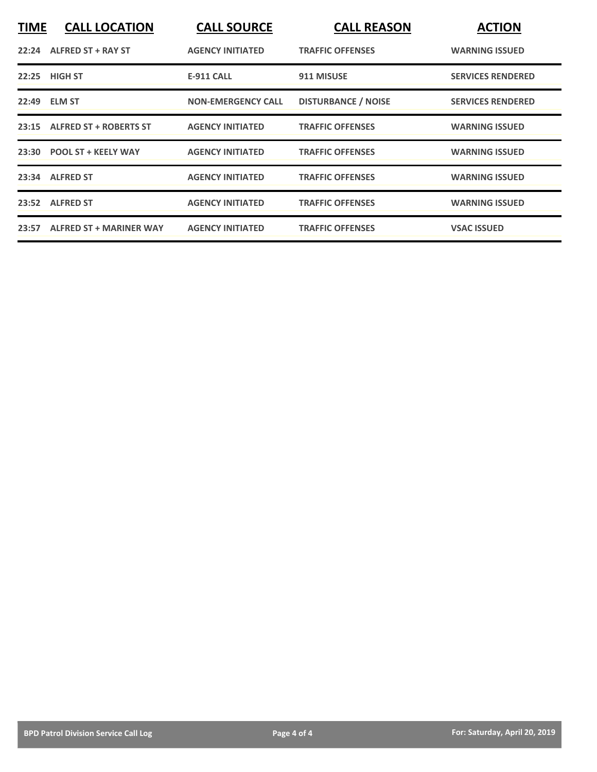| TIME | CALL LOCATION | CALL SOURCE | CALL REASON | ACTION |
|---|---|---|---|---|
| 22:24 | ALFRED ST + RAY ST | AGENCY INITIATED | TRAFFIC OFFENSES | WARNING ISSUED |
| 22:25 | HIGH ST | E-911 CALL | 911 MISUSE | SERVICES RENDERED |
| 22:49 | ELM ST | NON-EMERGENCY CALL | DISTURBANCE / NOISE | SERVICES RENDERED |
| 23:15 | ALFRED ST + ROBERTS ST | AGENCY INITIATED | TRAFFIC OFFENSES | WARNING ISSUED |
| 23:30 | POOL ST + KEELY WAY | AGENCY INITIATED | TRAFFIC OFFENSES | WARNING ISSUED |
| 23:34 | ALFRED ST | AGENCY INITIATED | TRAFFIC OFFENSES | WARNING ISSUED |
| 23:52 | ALFRED ST | AGENCY INITIATED | TRAFFIC OFFENSES | WARNING ISSUED |
| 23:57 | ALFRED ST + MARINER WAY | AGENCY INITIATED | TRAFFIC OFFENSES | VSAC ISSUED |